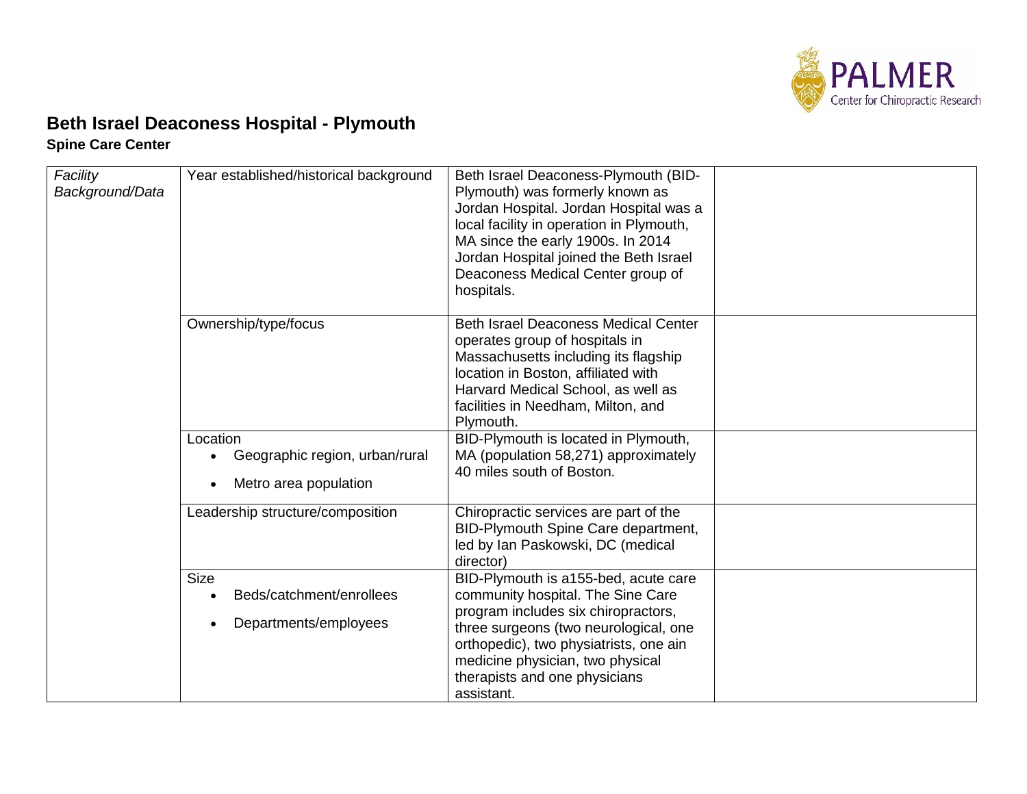# Beth Israel Deaconess Hospital - Plymouth

## Spine Care Center

| | | | |
|---|---|---|---|
| *Facility Background/Data* | Year established/historical background | Beth Israel Deaconess-Plymouth (BID-Plymouth) was formerly known as Jordan Hospital. Jordan Hospital was a local facility in operation in Plymouth, MA since the early 1900s. In 2014 Jordan Hospital joined the Beth Israel Deaconess Medical Center group of hospitals. | |
| | Ownership/type/focus | Beth Israel Deaconess Medical Center operates group of hospitals in Massachusetts including its flagship location in Boston, affiliated with Harvard Medical School, as well as facilities in Needham, Milton, and Plymouth. | |
| | Location<br>• Geographic region, urban/rural<br>• Metro area population | BID-Plymouth is located in Plymouth, MA (population 58,271) approximately 40 miles south of Boston. | |
| | Leadership structure/composition | Chiropractic services are part of the BID-Plymouth Spine Care department, led by Ian Paskowski, DC (medical director) | |
| | Size<br>• Beds/catchment/enrollees<br>• Departments/employees | BID-Plymouth is a155-bed, acute care community hospital. The Sine Care program includes six chiropractors, three surgeons (two neurological, one orthopedic), two physiatrists, one ain medicine physician, two physical therapists and one physicians assistant. | |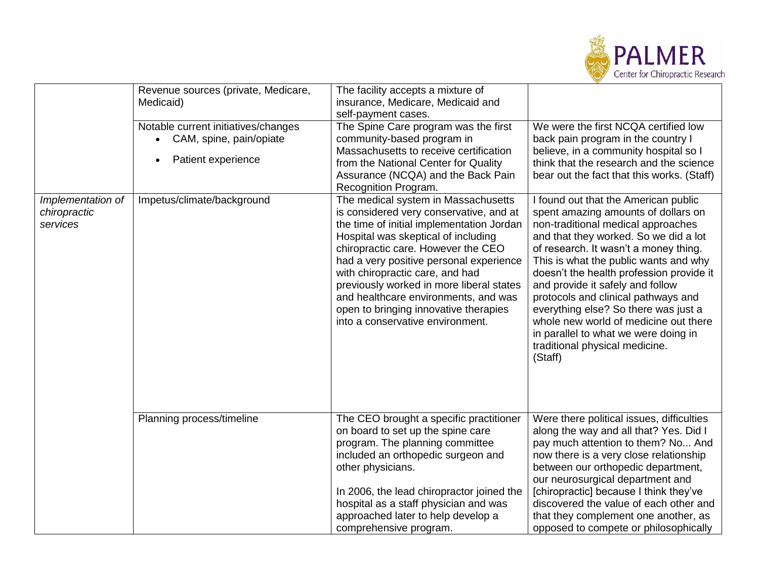| | | | |
|---|---|---|---|
| | Revenue sources (private, Medicare, Medicaid) | The facility accepts a mixture of insurance, Medicare, Medicaid and self-payment cases. | |
| | Notable current initiatives/changes <br>• CAM, spine, pain/opiate <br>• Patient experience | The Spine Care program was the first community-based program in Massachusetts to receive certification from the National Center for Quality Assurance (NCQA) and the Back Pain Recognition Program. | We were the first NCQA certified low back pain program in the country I believe, in a community hospital so I think that the research and the science bear out the fact that this works. (Staff) |
| *Implementation of chiropractic services* | Impetus/climate/background | The medical system in Massachusetts is considered very conservative, and at the time of initial implementation Jordan Hospital was skeptical of including chiropractic care. However the CEO had a very positive personal experience with chiropractic care, and had previously worked in more liberal states and healthcare environments, and was open to bringing innovative therapies into a conservative environment. | I found out that the American public spent amazing amounts of dollars on non-traditional medical approaches and that they worked. So we did a lot of research. It wasn't a money thing. This is what the public wants and why doesn't the health profession provide it and provide it safely and follow protocols and clinical pathways and everything else? So there was just a whole new world of medicine out there in parallel to what we were doing in traditional physical medicine. (Staff) |
| | Planning process/timeline | The CEO brought a specific practitioner on board to set up the spine care program. The planning committee included an orthopedic surgeon and other physicians. <br><br>In 2006, the lead chiropractor joined the hospital as a staff physician and was approached later to help develop a comprehensive program. | Were there political issues, difficulties along the way and all that? Yes. Did I pay much attention to them? No... And now there is a very close relationship between our orthopedic department, our neurosurgical department and [chiropractic] because I think they've discovered the value of each other and that they complement one another, as opposed to compete or philosophically |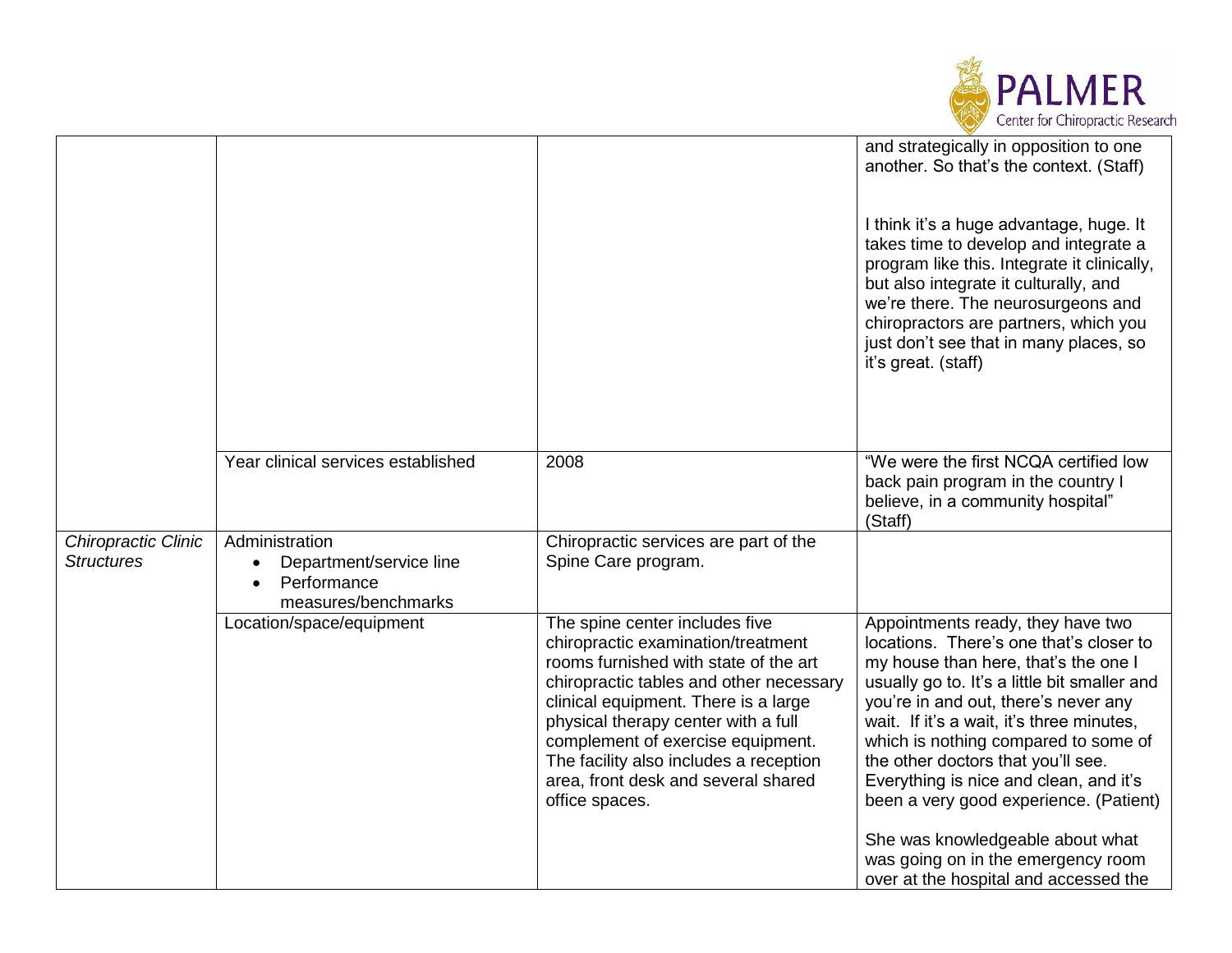| | | | |
|---|---|---|---|
| | | | and strategically in opposition to one another. So that's the context. (Staff)<br><br>I think it's a huge advantage, huge. It takes time to develop and integrate a program like this. Integrate it clinically, but also integrate it culturally, and we're there. The neurosurgeons and chiropractors are partners, which you just don't see that in many places, so it's great. (staff) |
| | Year clinical services established | 2008 | "We were the first NCQA certified low back pain program in the country I believe, in a community hospital" (Staff) |
| *Chiropractic Clinic Structures* | Administration<br>• Department/service line<br>• Performance measures/benchmarks | Chiropractic services are part of the Spine Care program. | |
| | Location/space/equipment | The spine center includes five chiropractic examination/treatment rooms furnished with state of the art chiropractic tables and other necessary clinical equipment. There is a large physical therapy center with a full complement of exercise equipment. The facility also includes a reception area, front desk and several shared office spaces. | Appointments ready, they have two locations. There's one that's closer to my house than here, that's the one I usually go to. It's a little bit smaller and you're in and out, there's never any wait. If it's a wait, it's three minutes, which is nothing compared to some of the other doctors that you'll see. Everything is nice and clean, and it's been a very good experience. (Patient)<br><br>She was knowledgeable about what was going on in the emergency room over at the hospital and accessed the |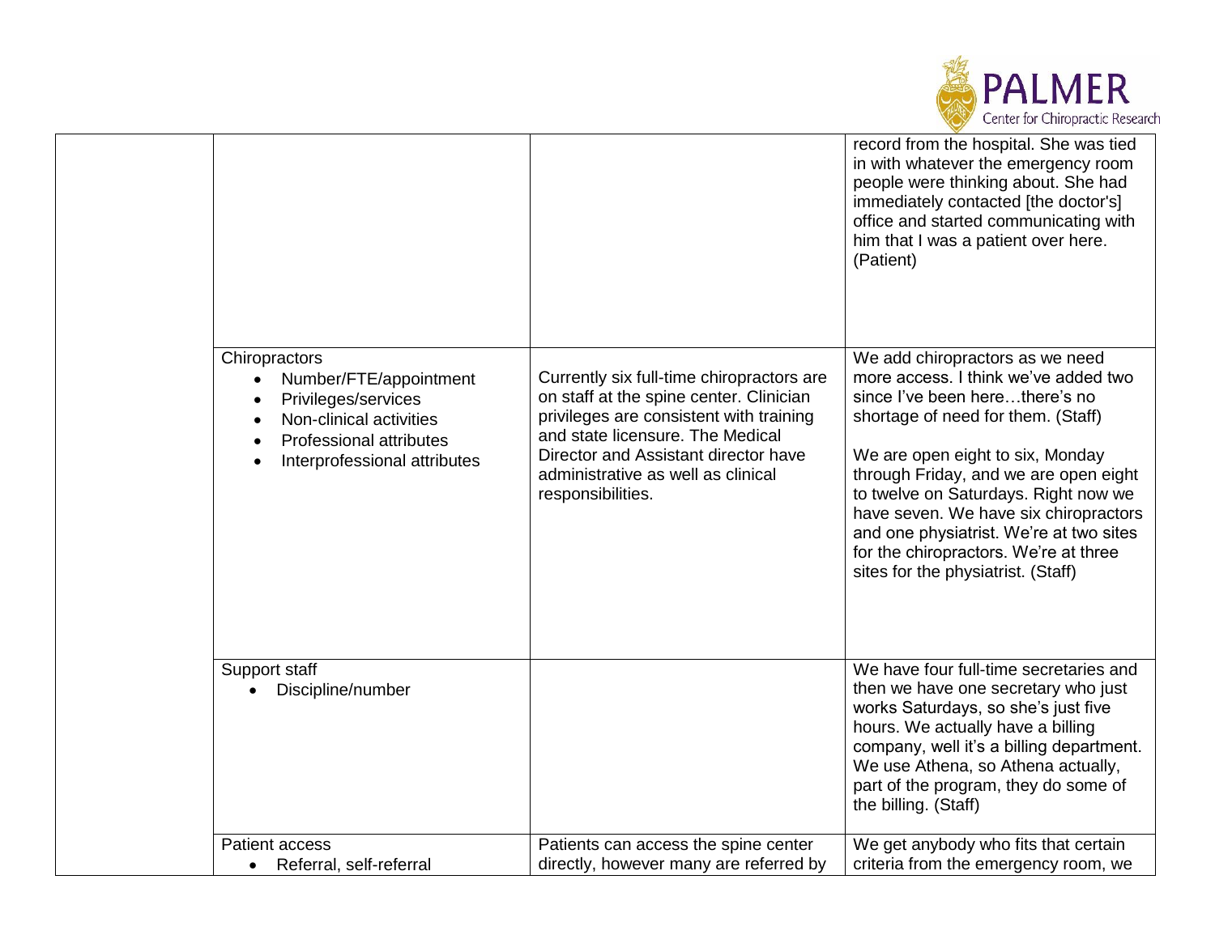| | | | |
|---|---|---|---|
| | | | record from the hospital. She was tied in with whatever the emergency room people were thinking about. She had immediately contacted [the doctor's] office and started communicating with him that I was a patient over here. (Patient) |
| | Chiropractors<br>• Number/FTE/appointment<br>• Privileges/services<br>• Non-clinical activities<br>• Professional attributes<br>• Interprofessional attributes | Currently six full-time chiropractors are on staff at the spine center. Clinician privileges are consistent with training and state licensure. The Medical Director and Assistant director have administrative as well as clinical responsibilities. | We add chiropractors as we need more access. I think we've added two since I've been here…there's no shortage of need for them. (Staff)<br><br>We are open eight to six, Monday through Friday, and we are open eight to twelve on Saturdays. Right now we have seven. We have six chiropractors and one physiatrist. We're at two sites for the chiropractors. We're at three sites for the physiatrist. (Staff) |
| | Support staff<br>• Discipline/number | | We have four full-time secretaries and then we have one secretary who just works Saturdays, so she's just five hours. We actually have a billing company, well it's a billing department. We use Athena, so Athena actually, part of the program, they do some of the billing. (Staff) |
| | Patient access<br>• Referral, self-referral | Patients can access the spine center directly, however many are referred by | We get anybody who fits that certain criteria from the emergency room, we |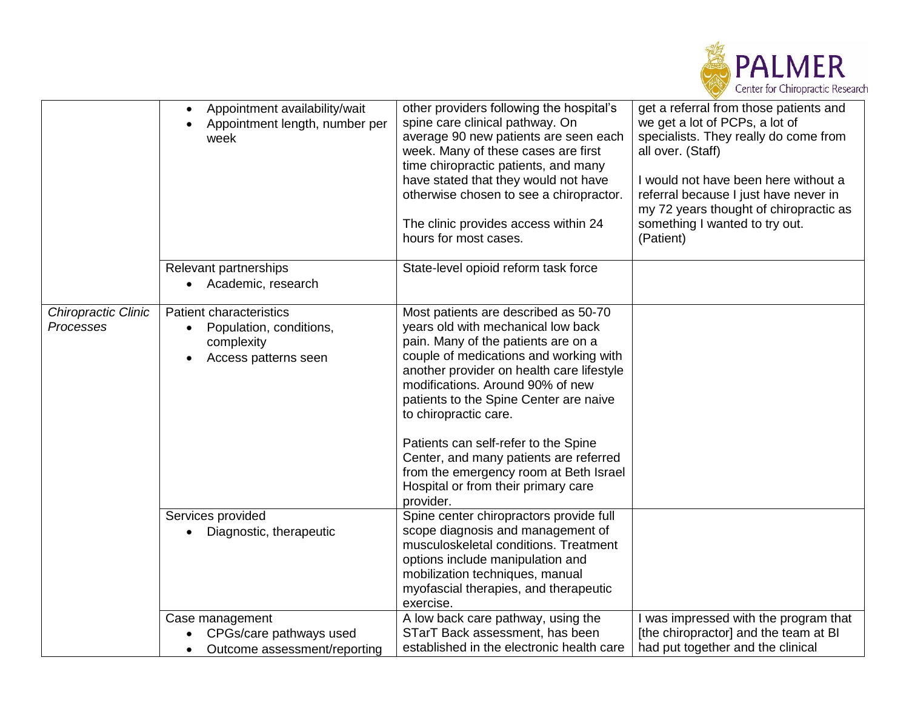| | | | |
|---|---|---|---|
| | • Appointment availability/wait<br>• Appointment length, number per week | other providers following the hospital's spine care clinical pathway. On average 90 new patients are seen each week. Many of these cases are first time chiropractic patients, and many have stated that they would not have otherwise chosen to see a chiropractor.<br><br>The clinic provides access within 24 hours for most cases. | get a referral from those patients and we get a lot of PCPs, a lot of specialists. They really do come from all over. (Staff)<br><br>I would not have been here without a referral because I just have never in my 72 years thought of chiropractic as something I wanted to try out. (Patient) |
| | Relevant partnerships<br>• Academic, research | State-level opioid reform task force | |
| *Chiropractic Clinic Processes* | Patient characteristics<br>• Population, conditions, complexity<br>• Access patterns seen | Most patients are described as 50-70 years old with mechanical low back pain. Many of the patients are on a couple of medications and working with another provider on health care lifestyle modifications. Around 90% of new patients to the Spine Center are naive to chiropractic care.<br><br>Patients can self-refer to the Spine Center, and many patients are referred from the emergency room at Beth Israel Hospital or from their primary care provider. | |
| | Services provided<br>• Diagnostic, therapeutic | Spine center chiropractors provide full scope diagnosis and management of musculoskeletal conditions. Treatment options include manipulation and mobilization techniques, manual myofascial therapies, and therapeutic exercise. | |
| | Case management<br>• CPGs/care pathways used<br>• Outcome assessment/reporting | A low back care pathway, using the STarT Back assessment, has been established in the electronic health care | I was impressed with the program that [the chiropractor] and the team at BI had put together and the clinical |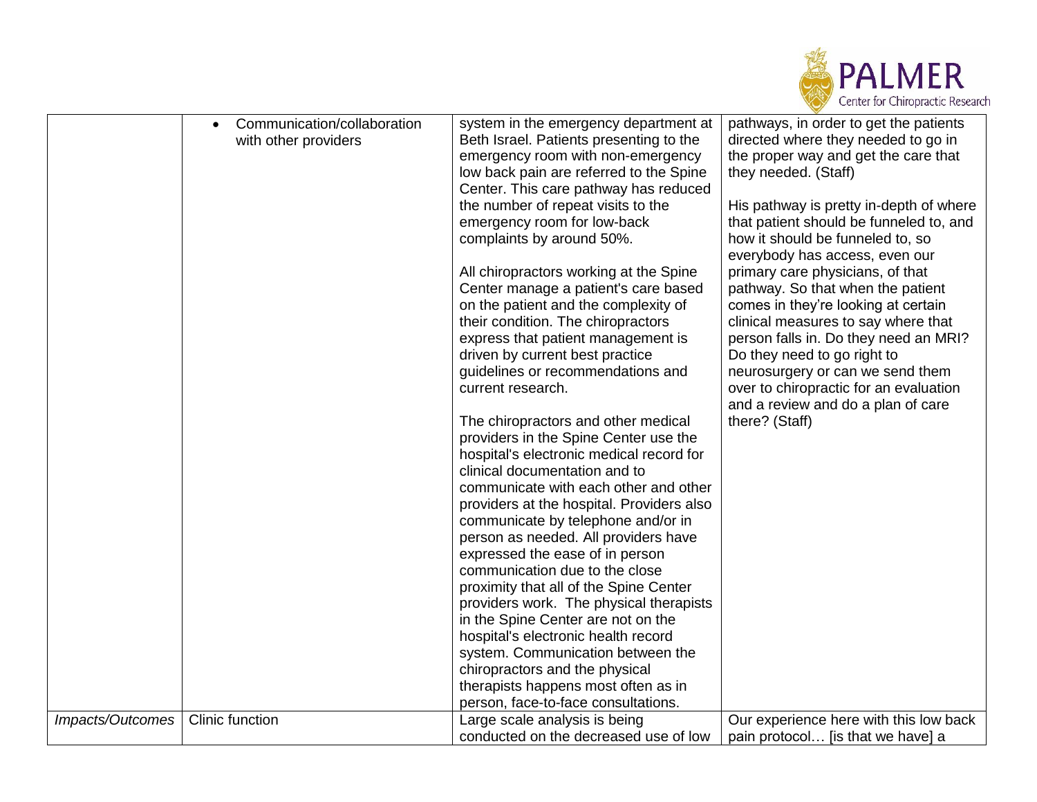|  |  |  |  |
|---|---|---|---|
|  | • Communication/collaboration with other providers | system in the emergency department at Beth Israel. Patients presenting to the emergency room with non-emergency low back pain are referred to the Spine Center. This care pathway has reduced the number of repeat visits to the emergency room for low-back complaints by around 50%.<br><br>All chiropractors working at the Spine Center manage a patient's care based on the patient and the complexity of their condition. The chiropractors express that patient management is driven by current best practice guidelines or recommendations and current research.<br><br>The chiropractors and other medical providers in the Spine Center use the hospital's electronic medical record for clinical documentation and to communicate with each other and other providers at the hospital. Providers also communicate by telephone and/or in person as needed. All providers have expressed the ease of in person communication due to the close proximity that all of the Spine Center providers work. The physical therapists in the Spine Center are not on the hospital's electronic health record system. Communication between the chiropractors and the physical therapists happens most often as in person, face-to-face consultations. | pathways, in order to get the patients directed where they needed to go in the proper way and get the care that they needed. (Staff)<br><br>His pathway is pretty in-depth of where that patient should be funneled to, and how it should be funneled to, so everybody has access, even our primary care physicians, of that pathway. So that when the patient comes in they're looking at certain clinical measures to say where that person falls in. Do they need an MRI? Do they need to go right to neurosurgery or can we send them over to chiropractic for an evaluation and a review and do a plan of care there? (Staff) |
| *Impacts/Outcomes* | Clinic function | Large scale analysis is being conducted on the decreased use of low | Our experience here with this low back pain protocol… [is that we have] a |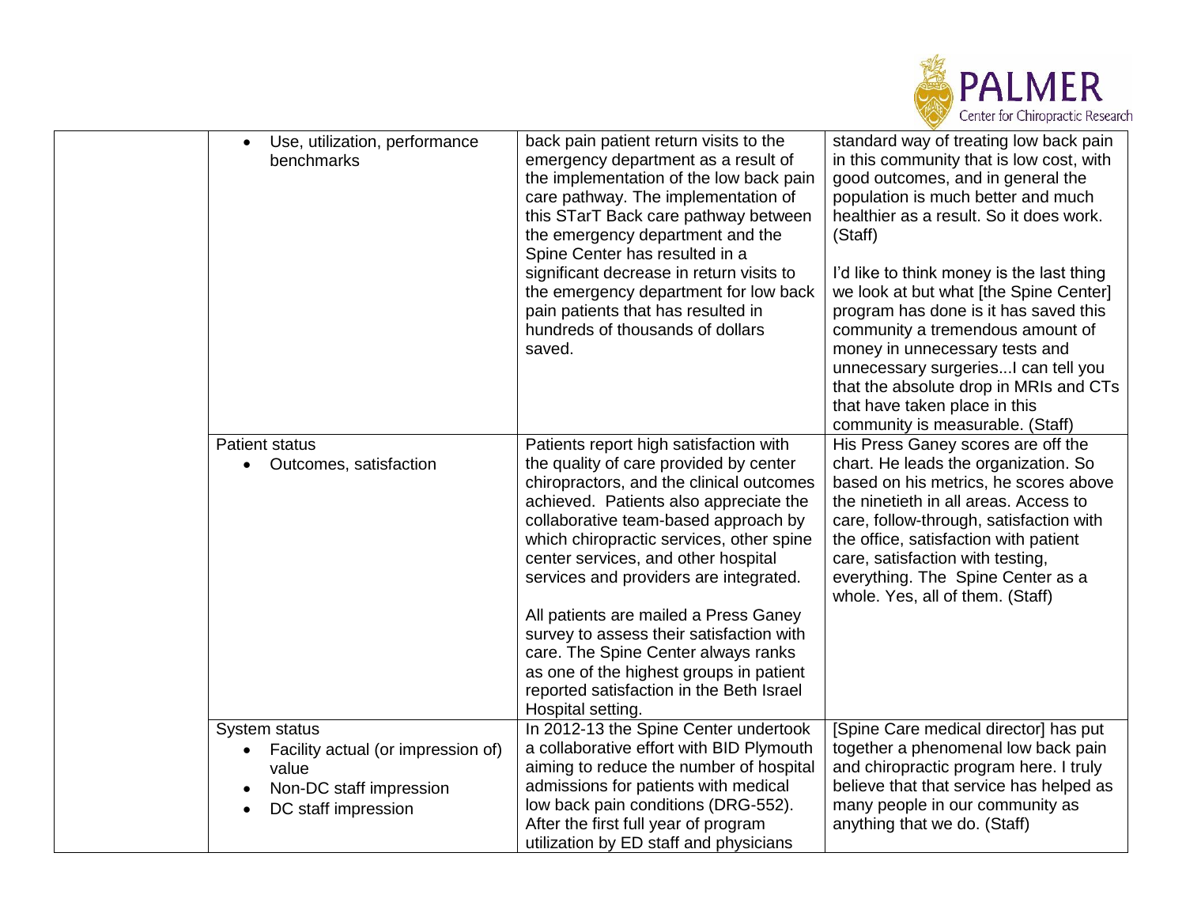| | | | |
|---|---|---|---|
| | • Use, utilization, performance benchmarks | back pain patient return visits to the emergency department as a result of the implementation of the low back pain care pathway. The implementation of this STarT Back care pathway between the emergency department and the Spine Center has resulted in a significant decrease in return visits to the emergency department for low back pain patients that has resulted in hundreds of thousands of dollars saved. | standard way of treating low back pain in this community that is low cost, with good outcomes, and in general the population is much better and much healthier as a result. So it does work. (Staff)<br><br>I'd like to think money is the last thing we look at but what [the Spine Center] program has done is it has saved this community a tremendous amount of money in unnecessary tests and unnecessary surgeries...I can tell you that the absolute drop in MRIs and CTs that have taken place in this community is measurable. (Staff) |
| | Patient status<br>• Outcomes, satisfaction | Patients report high satisfaction with the quality of care provided by center chiropractors, and the clinical outcomes achieved. Patients also appreciate the collaborative team-based approach by which chiropractic services, other spine center services, and other hospital services and providers are integrated.<br><br>All patients are mailed a Press Ganey survey to assess their satisfaction with care. The Spine Center always ranks as one of the highest groups in patient reported satisfaction in the Beth Israel Hospital setting. | His Press Ganey scores are off the chart. He leads the organization. So based on his metrics, he scores above the ninetieth in all areas. Access to care, follow-through, satisfaction with the office, satisfaction with patient care, satisfaction with testing, everything. The Spine Center as a whole. Yes, all of them. (Staff) |
| | System status<br>• Facility actual (or impression of) value<br>• Non-DC staff impression<br>• DC staff impression | In 2012-13 the Spine Center undertook a collaborative effort with BID Plymouth aiming to reduce the number of hospital admissions for patients with medical low back pain conditions (DRG-552). After the first full year of program utilization by ED staff and physicians | [Spine Care medical director] has put together a phenomenal low back pain and chiropractic program here. I truly believe that that service has helped as many people in our community as anything that we do. (Staff) |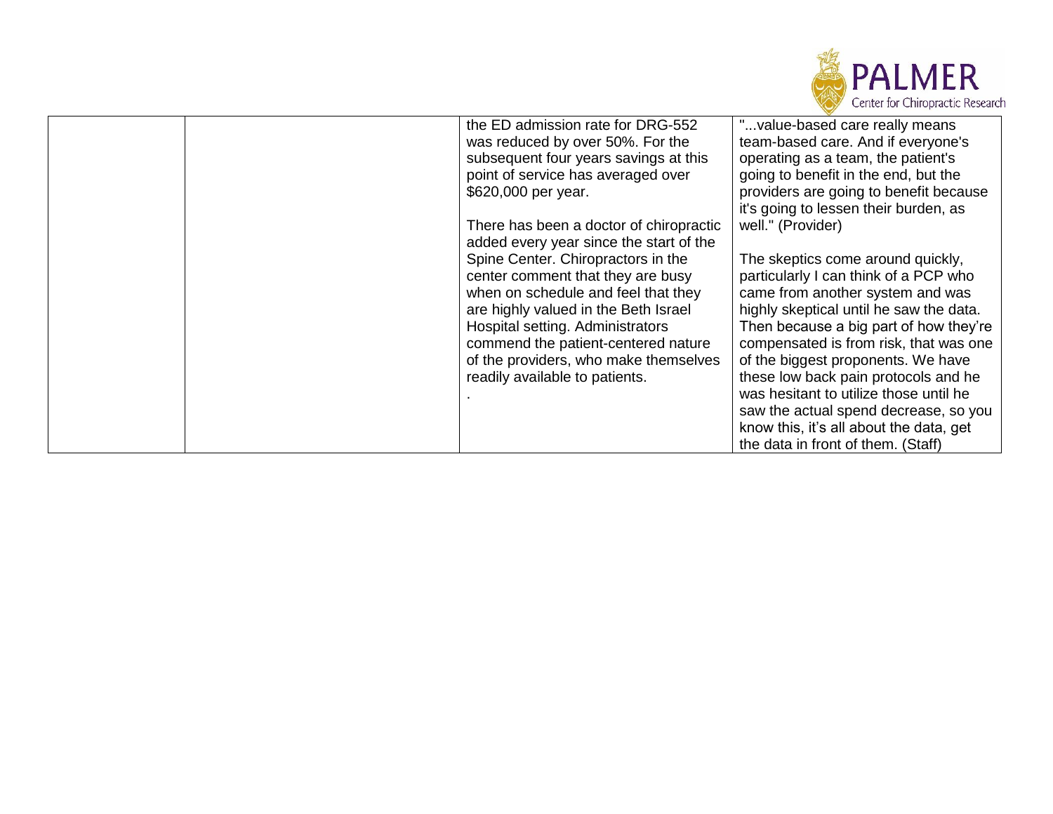| | | | |
|---|---|---|---|
| | | the ED admission rate for DRG-552 was reduced by over 50%. For the subsequent four years savings at this point of service has averaged over $620,000 per year.<br><br>There has been a doctor of chiropractic added every year since the start of the Spine Center. Chiropractors in the center comment that they are busy when on schedule and feel that they are highly valued in the Beth Israel Hospital setting. Administrators commend the patient-centered nature of the providers, who make themselves readily available to patients.<br>. | "...value-based care really means team-based care. And if everyone's operating as a team, the patient's going to benefit in the end, but the providers are going to benefit because it's going to lessen their burden, as well." (Provider)<br><br>The skeptics come around quickly, particularly I can think of a PCP who came from another system and was highly skeptical until he saw the data. Then because a big part of how they're compensated is from risk, that was one of the biggest proponents. We have these low back pain protocols and he was hesitant to utilize those until he saw the actual spend decrease, so you know this, it's all about the data, get the data in front of them. (Staff) |